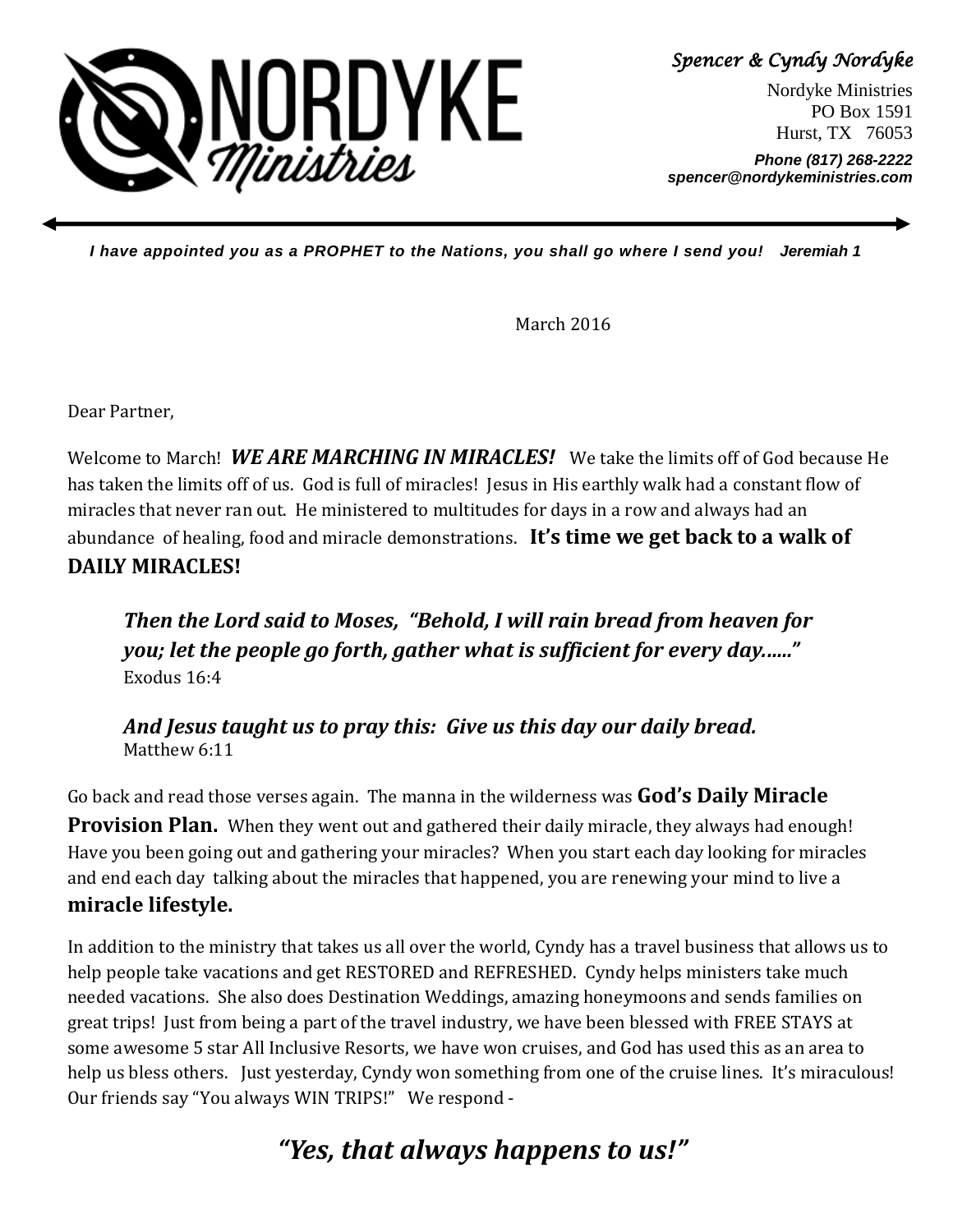**NORDYKE Ministries**

*Spencer & Cyndy Nordyke*

Nordyke Ministries
PO Box 1591
Hurst, TX 76053

***Phone (817) 268-2222***
***spencer@nordykeministries.com***

***I have appointed you as a PROPHET to the Nations, you shall go where I send you!   Jeremiah 1***

March 2016

Dear Partner,

Welcome to March! ***WE ARE MARCHING IN MIRACLES!*** We take the limits off of God because He has taken the limits off of us. God is full of miracles! Jesus in His earthly walk had a constant flow of miracles that never ran out. He ministered to multitudes for days in a row and always had an abundance of healing, food and miracle demonstrations. **It's time we get back to a walk of DAILY MIRACLES!**

> ***Then the Lord said to Moses, "Behold, I will rain bread from heaven for you; let the people go forth, gather what is sufficient for every day......"***
> Exodus 16:4
>
> ***And Jesus taught us to pray this: Give us this day our daily bread.***
> Matthew 6:11

Go back and read those verses again. The manna in the wilderness was **God's Daily Miracle Provision Plan.** When they went out and gathered their daily miracle, they always had enough! Have you been going out and gathering your miracles? When you start each day looking for miracles and end each day talking about the miracles that happened, you are renewing your mind to live a **miracle lifestyle.**

In addition to the ministry that takes us all over the world, Cyndy has a travel business that allows us to help people take vacations and get RESTORED and REFRESHED. Cyndy helps ministers take much needed vacations. She also does Destination Weddings, amazing honeymoons and sends families on great trips! Just from being a part of the travel industry, we have been blessed with FREE STAYS at some awesome 5 star All Inclusive Resorts, we have won cruises, and God has used this as an area to help us bless others. Just yesterday, Cyndy won something from one of the cruise lines. It's miraculous! Our friends say "You always WIN TRIPS!" We respond -

***"Yes, that always happens to us!"***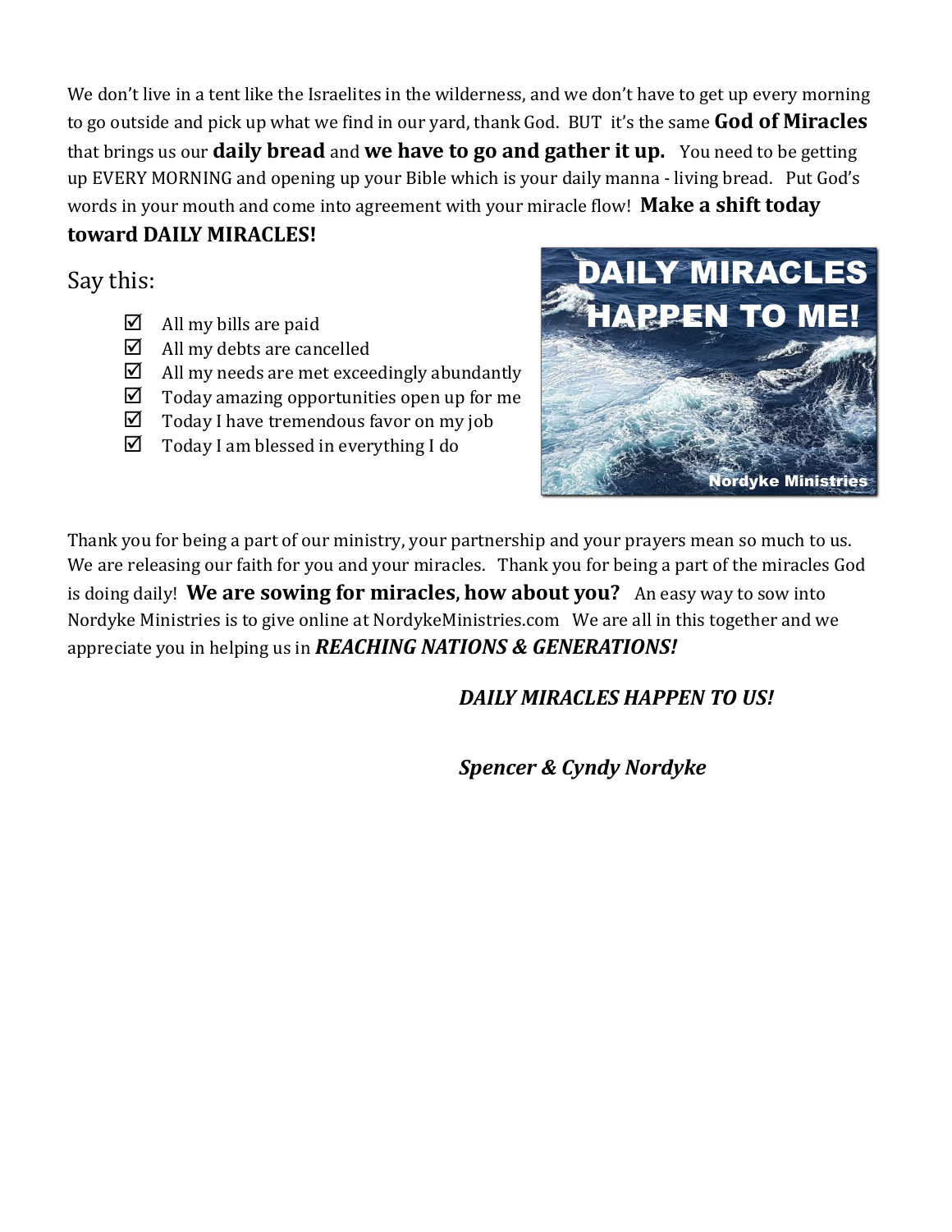We don't live in a tent like the Israelites in the wilderness, and we don't have to get up every morning to go outside and pick up what we find in our yard, thank God. BUT it's the same **God of Miracles** that brings us our **daily bread** and **we have to go and gather it up.** You need to be getting up EVERY MORNING and opening up your Bible which is your daily manna - living bread. Put God's words in your mouth and come into agreement with your miracle flow! **Make a shift today toward DAILY MIRACLES!**

Say this:

- ☑ All my bills are paid
- ☑ All my debts are cancelled
- ☑ All my needs are met exceedingly abundantly
- ☑ Today amazing opportunities open up for me
- ☑ Today I have tremendous favor on my job
- ☑ Today I am blessed in everything I do

DAILY MIRACLES HAPPEN TO ME!

Nordyke Ministries

Thank you for being a part of our ministry, your partnership and your prayers mean so much to us. We are releasing our faith for you and your miracles. Thank you for being a part of the miracles God is doing daily! **We are sowing for miracles, how about you?** An easy way to sow into Nordyke Ministries is to give online at NordykeMinistries.com We are all in this together and we appreciate you in helping us in ***REACHING NATIONS & GENERATIONS!***

***DAILY MIRACLES HAPPEN TO US!***

***Spencer & Cyndy Nordyke***